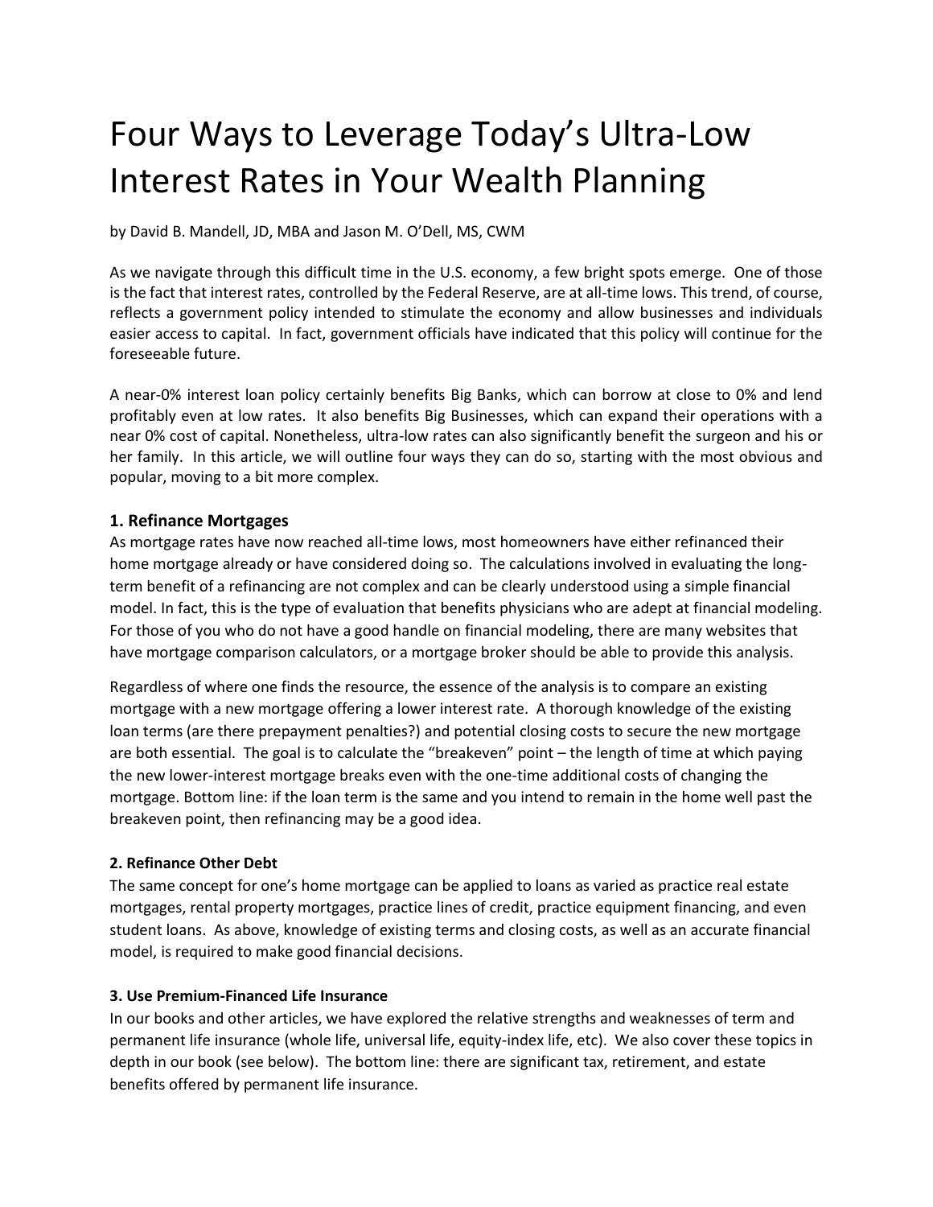# Four Ways to Leverage Today's Ultra-Low Interest Rates in Your Wealth Planning

by David B. Mandell, JD, MBA and Jason M. O'Dell, MS, CWM

As we navigate through this difficult time in the U.S. economy, a few bright spots emerge. One of those is the fact that interest rates, controlled by the Federal Reserve, are at all-time lows. This trend, of course, reflects a government policy intended to stimulate the economy and allow businesses and individuals easier access to capital. In fact, government officials have indicated that this policy will continue for the foreseeable future.

A near-0% interest loan policy certainly benefits Big Banks, which can borrow at close to 0% and lend profitably even at low rates. It also benefits Big Businesses, which can expand their operations with a near 0% cost of capital. Nonetheless, ultra-low rates can also significantly benefit the surgeon and his or her family. In this article, we will outline four ways they can do so, starting with the most obvious and popular, moving to a bit more complex.

### 1. Refinance Mortgages

As mortgage rates have now reached all-time lows, most homeowners have either refinanced their home mortgage already or have considered doing so. The calculations involved in evaluating the long-term benefit of a refinancing are not complex and can be clearly understood using a simple financial model. In fact, this is the type of evaluation that benefits physicians who are adept at financial modeling. For those of you who do not have a good handle on financial modeling, there are many websites that have mortgage comparison calculators, or a mortgage broker should be able to provide this analysis.

Regardless of where one finds the resource, the essence of the analysis is to compare an existing mortgage with a new mortgage offering a lower interest rate. A thorough knowledge of the existing loan terms (are there prepayment penalties?) and potential closing costs to secure the new mortgage are both essential. The goal is to calculate the "breakeven" point – the length of time at which paying the new lower-interest mortgage breaks even with the one-time additional costs of changing the mortgage. Bottom line: if the loan term is the same and you intend to remain in the home well past the breakeven point, then refinancing may be a good idea.

### 2. Refinance Other Debt

The same concept for one's home mortgage can be applied to loans as varied as practice real estate mortgages, rental property mortgages, practice lines of credit, practice equipment financing, and even student loans. As above, knowledge of existing terms and closing costs, as well as an accurate financial model, is required to make good financial decisions.

### 3. Use Premium-Financed Life Insurance

In our books and other articles, we have explored the relative strengths and weaknesses of term and permanent life insurance (whole life, universal life, equity-index life, etc). We also cover these topics in depth in our book (see below). The bottom line: there are significant tax, retirement, and estate benefits offered by permanent life insurance.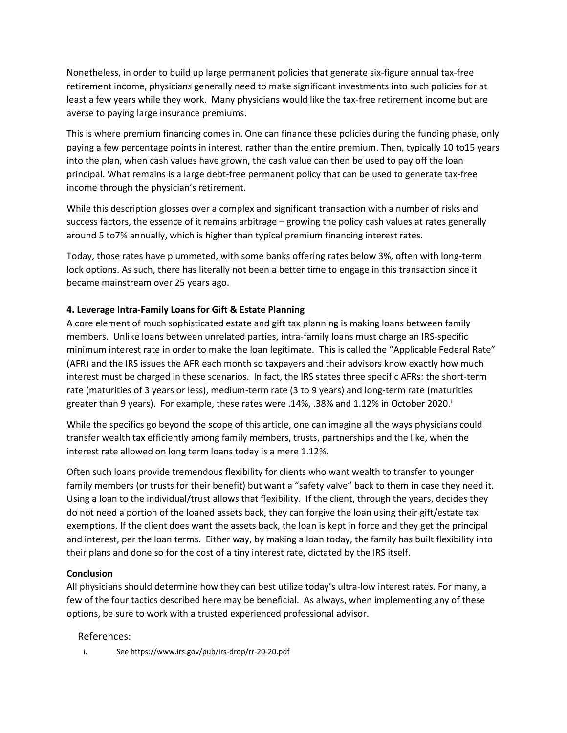Nonetheless, in order to build up large permanent policies that generate six-figure annual tax-free retirement income, physicians generally need to make significant investments into such policies for at least a few years while they work. Many physicians would like the tax-free retirement income but are averse to paying large insurance premiums.

This is where premium financing comes in. One can finance these policies during the funding phase, only paying a few percentage points in interest, rather than the entire premium. Then, typically 10 to15 years into the plan, when cash values have grown, the cash value can then be used to pay off the loan principal. What remains is a large debt-free permanent policy that can be used to generate tax-free income through the physician's retirement.

While this description glosses over a complex and significant transaction with a number of risks and success factors, the essence of it remains arbitrage – growing the policy cash values at rates generally around 5 to7% annually, which is higher than typical premium financing interest rates.

Today, those rates have plummeted, with some banks offering rates below 3%, often with long-term lock options. As such, there has literally not been a better time to engage in this transaction since it became mainstream over 25 years ago.

**4. Leverage Intra-Family Loans for Gift & Estate Planning**

A core element of much sophisticated estate and gift tax planning is making loans between family members. Unlike loans between unrelated parties, intra-family loans must charge an IRS-specific minimum interest rate in order to make the loan legitimate. This is called the "Applicable Federal Rate" (AFR) and the IRS issues the AFR each month so taxpayers and their advisors know exactly how much interest must be charged in these scenarios. In fact, the IRS states three specific AFRs: the short-term rate (maturities of 3 years or less), medium-term rate (3 to 9 years) and long-term rate (maturities greater than 9 years). For example, these rates were .14%, .38% and 1.12% in October 2020.[i]

While the specifics go beyond the scope of this article, one can imagine all the ways physicians could transfer wealth tax efficiently among family members, trusts, partnerships and the like, when the interest rate allowed on long term loans today is a mere 1.12%.

Often such loans provide tremendous flexibility for clients who want wealth to transfer to younger family members (or trusts for their benefit) but want a "safety valve" back to them in case they need it. Using a loan to the individual/trust allows that flexibility. If the client, through the years, decides they do not need a portion of the loaned assets back, they can forgive the loan using their gift/estate tax exemptions. If the client does want the assets back, the loan is kept in force and they get the principal and interest, per the loan terms. Either way, by making a loan today, the family has built flexibility into their plans and done so for the cost of a tiny interest rate, dictated by the IRS itself.

**Conclusion**

All physicians should determine how they can best utilize today's ultra-low interest rates. For many, a few of the four tactics described here may be beneficial. As always, when implementing any of these options, be sure to work with a trusted experienced professional advisor.

## References:

i. See https://www.irs.gov/pub/irs-drop/rr-20-20.pdf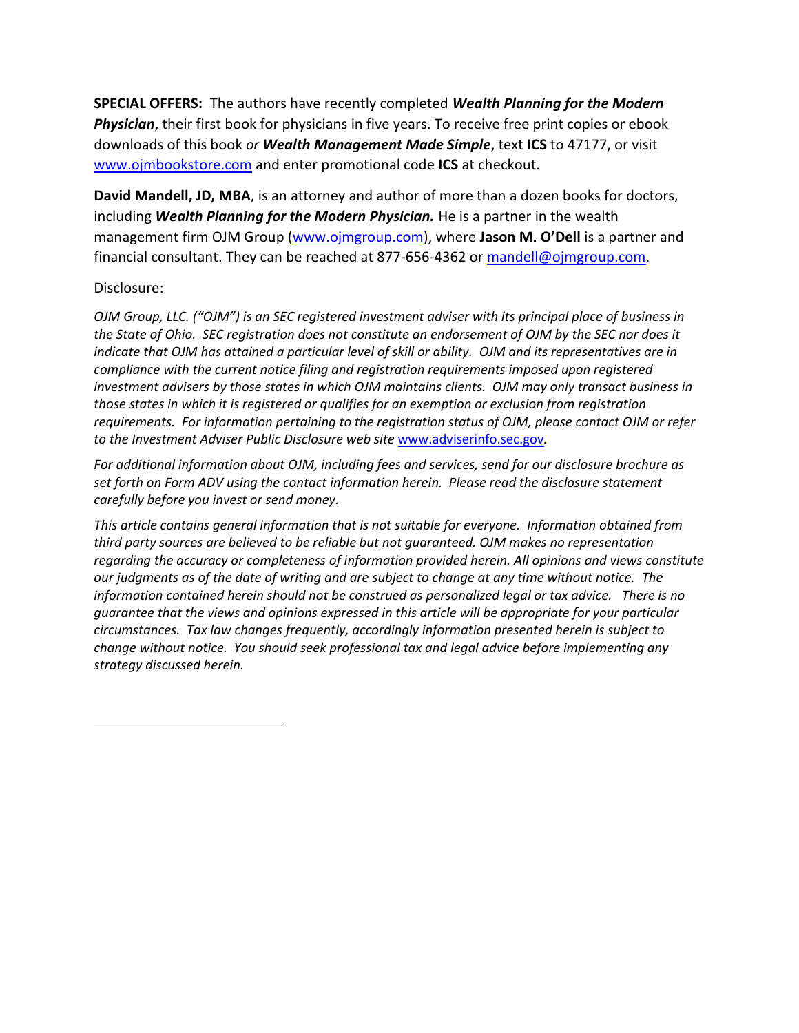**SPECIAL OFFERS:** The authors have recently completed ***Wealth Planning for the Modern Physician***, their first book for physicians in five years. To receive free print copies or ebook downloads of this book *or* ***Wealth Management Made Simple***, text **ICS** to 47177, or visit www.ojmbookstore.com and enter promotional code **ICS** at checkout.

**David Mandell, JD, MBA**, is an attorney and author of more than a dozen books for doctors, including ***Wealth Planning for the Modern Physician.*** He is a partner in the wealth management firm OJM Group (www.ojmgroup.com), where **Jason M. O'Dell** is a partner and financial consultant. They can be reached at 877-656-4362 or mandell@ojmgroup.com.

Disclosure:

*OJM Group, LLC. ("OJM") is an SEC registered investment adviser with its principal place of business in the State of Ohio. SEC registration does not constitute an endorsement of OJM by the SEC nor does it indicate that OJM has attained a particular level of skill or ability. OJM and its representatives are in compliance with the current notice filing and registration requirements imposed upon registered investment advisers by those states in which OJM maintains clients. OJM may only transact business in those states in which it is registered or qualifies for an exemption or exclusion from registration requirements. For information pertaining to the registration status of OJM, please contact OJM or refer to the Investment Adviser Public Disclosure web site* www.adviserinfo.sec.gov*.*

*For additional information about OJM, including fees and services, send for our disclosure brochure as set forth on Form ADV using the contact information herein. Please read the disclosure statement carefully before you invest or send money.*

*This article contains general information that is not suitable for everyone. Information obtained from third party sources are believed to be reliable but not guaranteed. OJM makes no representation regarding the accuracy or completeness of information provided herein. All opinions and views constitute our judgments as of the date of writing and are subject to change at any time without notice. The information contained herein should not be construed as personalized legal or tax advice. There is no guarantee that the views and opinions expressed in this article will be appropriate for your particular circumstances. Tax law changes frequently, accordingly information presented herein is subject to change without notice. You should seek professional tax and legal advice before implementing any strategy discussed herein.*